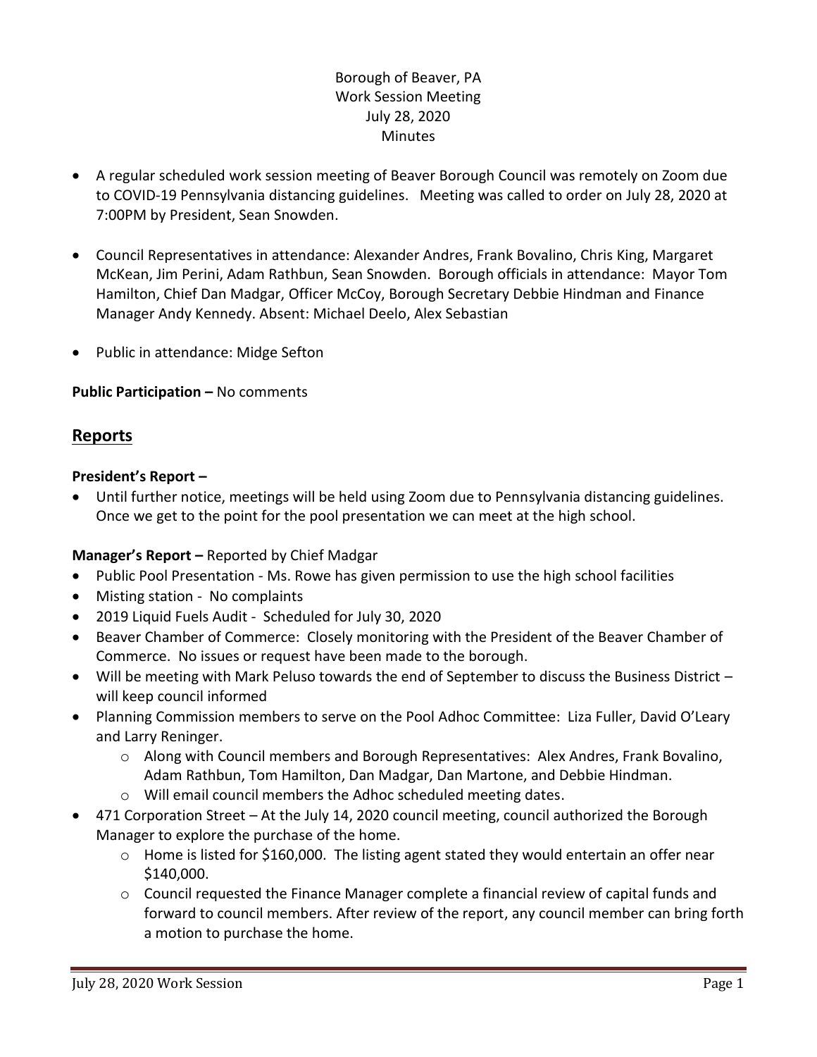Borough of Beaver, PA
Work Session Meeting
July 28, 2020
Minutes

- A regular scheduled work session meeting of Beaver Borough Council was remotely on Zoom due to COVID-19 Pennsylvania distancing guidelines. Meeting was called to order on July 28, 2020 at 7:00PM by President, Sean Snowden.
- Council Representatives in attendance: Alexander Andres, Frank Bovalino, Chris King, Margaret McKean, Jim Perini, Adam Rathbun, Sean Snowden. Borough officials in attendance: Mayor Tom Hamilton, Chief Dan Madgar, Officer McCoy, Borough Secretary Debbie Hindman and Finance Manager Andy Kennedy. Absent: Michael Deelo, Alex Sebastian
- Public in attendance: Midge Sefton

**Public Participation –** No comments

## Reports

**President's Report –**

- Until further notice, meetings will be held using Zoom due to Pennsylvania distancing guidelines. Once we get to the point for the pool presentation we can meet at the high school.

**Manager's Report –** Reported by Chief Madgar

- Public Pool Presentation - Ms. Rowe has given permission to use the high school facilities
- Misting station - No complaints
- 2019 Liquid Fuels Audit - Scheduled for July 30, 2020
- Beaver Chamber of Commerce: Closely monitoring with the President of the Beaver Chamber of Commerce. No issues or request have been made to the borough.
- Will be meeting with Mark Peluso towards the end of September to discuss the Business District – will keep council informed
- Planning Commission members to serve on the Pool Adhoc Committee: Liza Fuller, David O'Leary and Larry Reninger.
  - Along with Council members and Borough Representatives: Alex Andres, Frank Bovalino, Adam Rathbun, Tom Hamilton, Dan Madgar, Dan Martone, and Debbie Hindman.
  - Will email council members the Adhoc scheduled meeting dates.
- 471 Corporation Street – At the July 14, 2020 council meeting, council authorized the Borough Manager to explore the purchase of the home.
  - Home is listed for $160,000. The listing agent stated they would entertain an offer near $140,000.
  - Council requested the Finance Manager complete a financial review of capital funds and forward to council members. After review of the report, any council member can bring forth a motion to purchase the home.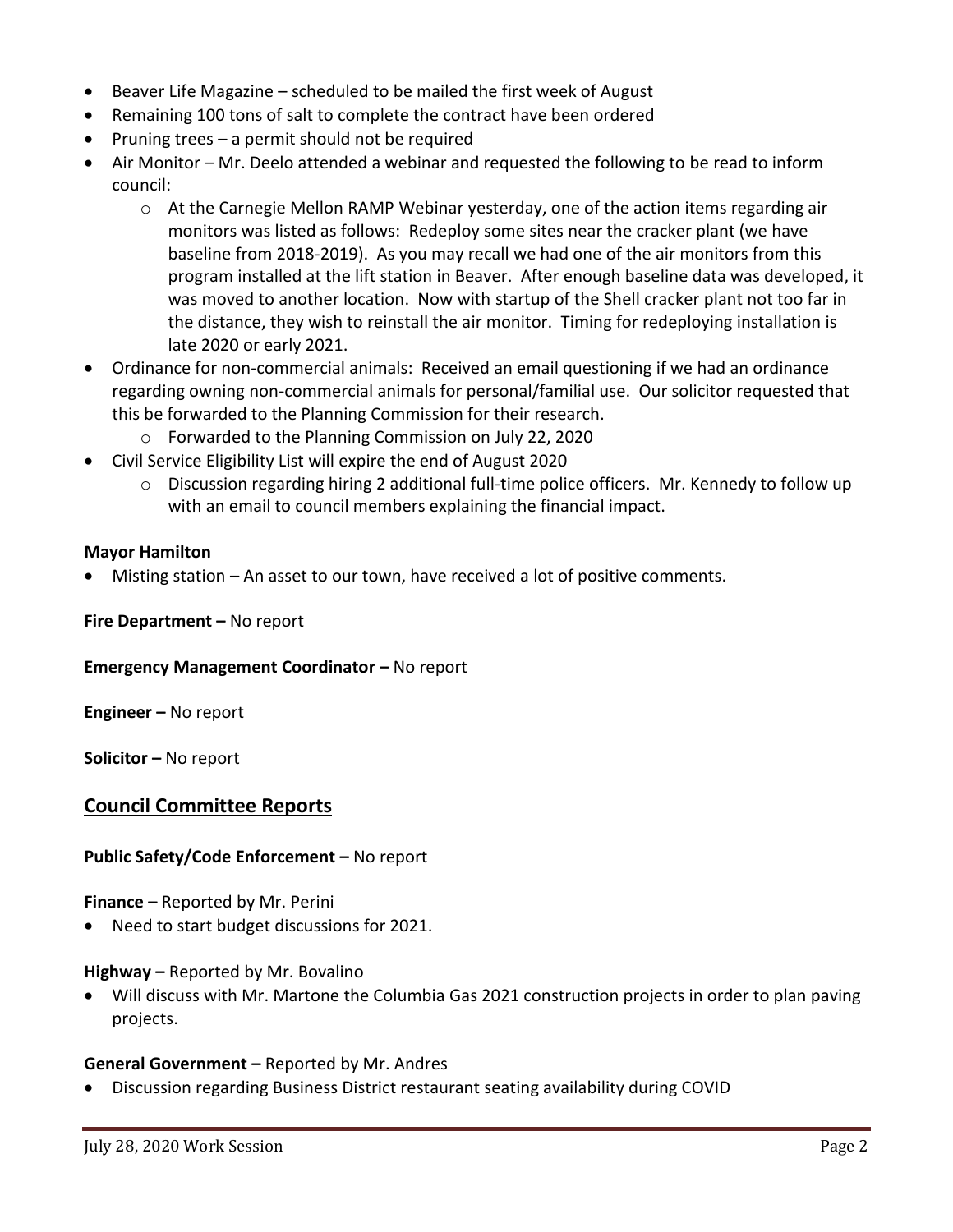- Beaver Life Magazine – scheduled to be mailed the first week of August
- Remaining 100 tons of salt to complete the contract have been ordered
- Pruning trees – a permit should not be required
- Air Monitor – Mr. Deelo attended a webinar and requested the following to be read to inform council:
  - At the Carnegie Mellon RAMP Webinar yesterday, one of the action items regarding air monitors was listed as follows: Redeploy some sites near the cracker plant (we have baseline from 2018-2019). As you may recall we had one of the air monitors from this program installed at the lift station in Beaver. After enough baseline data was developed, it was moved to another location. Now with startup of the Shell cracker plant not too far in the distance, they wish to reinstall the air monitor. Timing for redeploying installation is late 2020 or early 2021.
- Ordinance for non-commercial animals: Received an email questioning if we had an ordinance regarding owning non-commercial animals for personal/familial use. Our solicitor requested that this be forwarded to the Planning Commission for their research.
  - Forwarded to the Planning Commission on July 22, 2020
- Civil Service Eligibility List will expire the end of August 2020
  - Discussion regarding hiring 2 additional full-time police officers. Mr. Kennedy to follow up with an email to council members explaining the financial impact.

**Mayor Hamilton**

- Misting station – An asset to our town, have received a lot of positive comments.

**Fire Department –** No report

**Emergency Management Coordinator –** No report

**Engineer –** No report

**Solicitor –** No report

## Council Committee Reports

**Public Safety/Code Enforcement –** No report

**Finance –** Reported by Mr. Perini

- Need to start budget discussions for 2021.

**Highway –** Reported by Mr. Bovalino

- Will discuss with Mr. Martone the Columbia Gas 2021 construction projects in order to plan paving projects.

**General Government –** Reported by Mr. Andres

- Discussion regarding Business District restaurant seating availability during COVID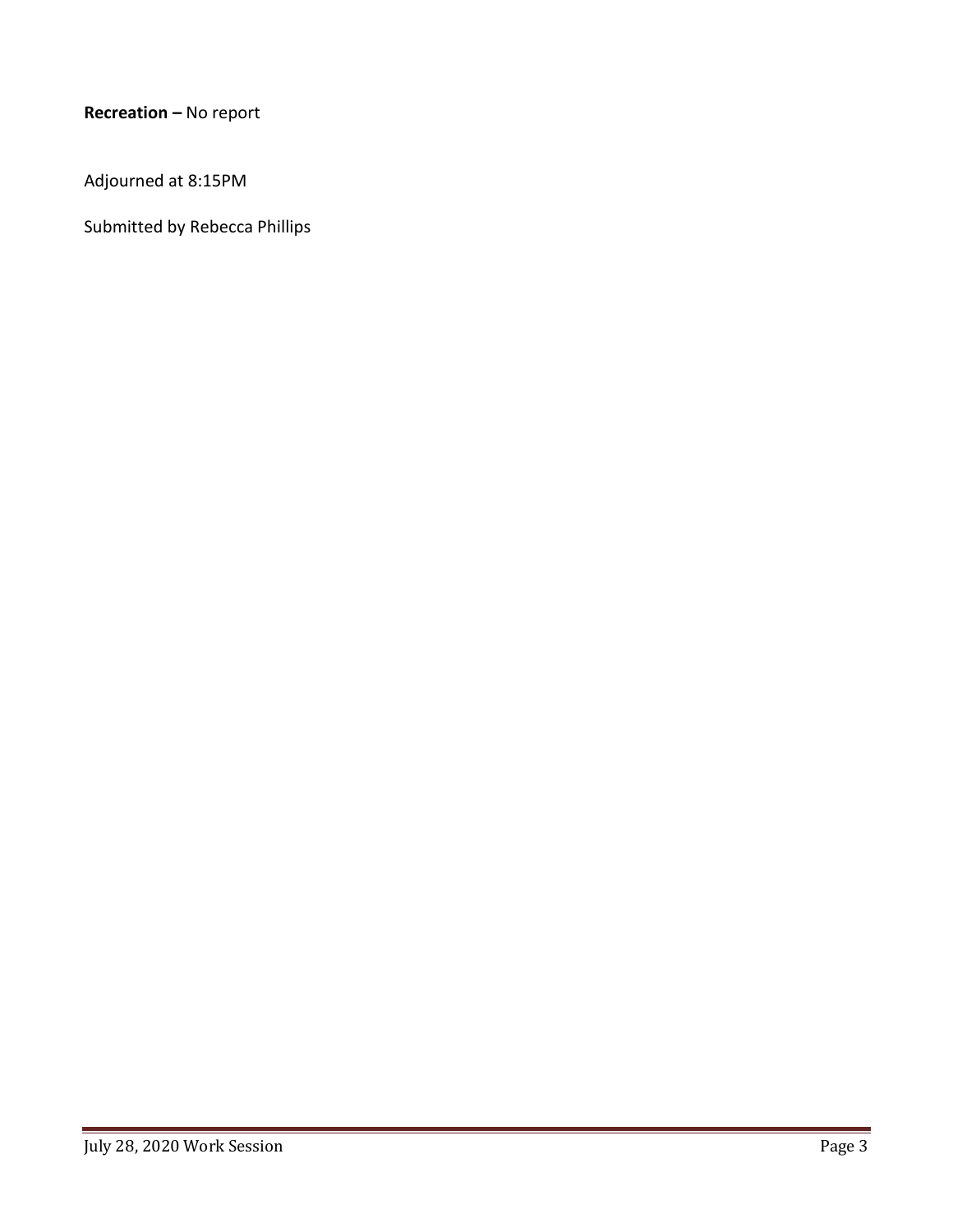**Recreation –** No report

Adjourned at 8:15PM

Submitted by Rebecca Phillips